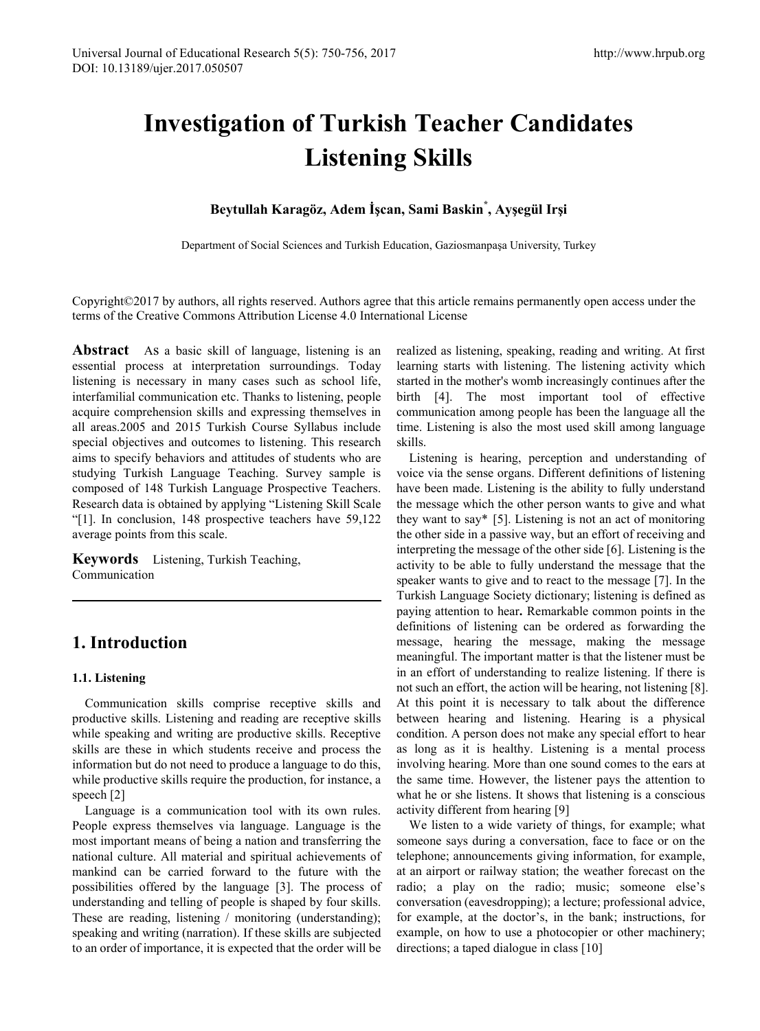# Investigation of Turkish Teacher Candidates Listening Skills

**Beytullah Karagöz, Adem İşcan, Sami Baskin*, Ayşegül Irşi**

Department of Social Sciences and Turkish Education, Gaziosmanpaşa University, Turkey

Copyright©2017 by authors, all rights reserved. Authors agree that this article remains permanently open access under the terms of the Creative Commons Attribution License 4.0 International License

**Abstract** AS a basic skill of language, listening is an essential process at interpretation surroundings. Today listening is necessary in many cases such as school life, interfamilial communication etc. Thanks to listening, people acquire comprehension skills and expressing themselves in all areas.2005 and 2015 Turkish Course Syllabus include special objectives and outcomes to listening. This research aims to specify behaviors and attitudes of students who are studying Turkish Language Teaching. Survey sample is composed of 148 Turkish Language Prospective Teachers. Research data is obtained by applying "Listening Skill Scale "[1]. In conclusion, 148 prospective teachers have 59,122 average points from this scale.

**Keywords** Listening, Turkish Teaching, Communication

## 1. Introduction

### 1.1. Listening

Communication skills comprise receptive skills and productive skills. Listening and reading are receptive skills while speaking and writing are productive skills. Receptive skills are these in which students receive and process the information but do not need to produce a language to do this, while productive skills require the production, for instance, a speech [2]

Language is a communication tool with its own rules. People express themselves via language. Language is the most important means of being a nation and transferring the national culture. All material and spiritual achievements of mankind can be carried forward to the future with the possibilities offered by the language [3]. The process of understanding and telling of people is shaped by four skills. These are reading, listening / monitoring (understanding); speaking and writing (narration). If these skills are subjected to an order of importance, it is expected that the order will be realized as listening, speaking, reading and writing. At first learning starts with listening. The listening activity which started in the mother's womb increasingly continues after the birth [4]. The most important tool of effective communication among people has been the language all the time. Listening is also the most used skill among language skills.

Listening is hearing, perception and understanding of voice via the sense organs. Different definitions of listening have been made. Listening is the ability to fully understand the message which the other person wants to give and what they want to say* [5]. Listening is not an act of monitoring the other side in a passive way, but an effort of receiving and interpreting the message of the other side [6]. Listening is the activity to be able to fully understand the message that the speaker wants to give and to react to the message [7]. In the Turkish Language Society dictionary; listening is defined as paying attention to hear**.** Remarkable common points in the definitions of listening can be ordered as forwarding the message, hearing the message, making the message meaningful. The important matter is that the listener must be in an effort of understanding to realize listening. lf there is not such an effort, the action will be hearing, not listening [8]. At this point it is necessary to talk about the difference between hearing and listening. Hearing is a physical condition. A person does not make any special effort to hear as long as it is healthy. Listening is a mental process involving hearing. More than one sound comes to the ears at the same time. However, the listener pays the attention to what he or she listens. It shows that listening is a conscious activity different from hearing [9]

We listen to a wide variety of things, for example; what someone says during a conversation, face to face or on the telephone; announcements giving information, for example, at an airport or railway station; the weather forecast on the radio; a play on the radio; music; someone else's conversation (eavesdropping); a lecture; professional advice, for example, at the doctor's, in the bank; instructions, for example, on how to use a photocopier or other machinery; directions; a taped dialogue in class [10]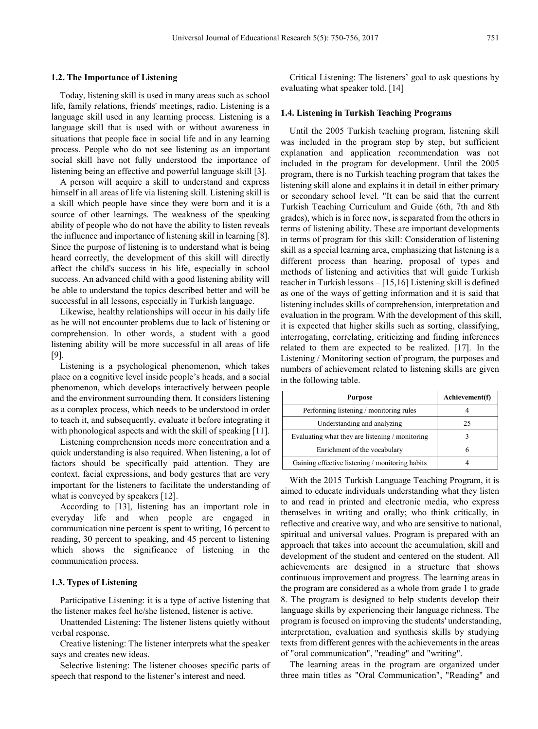### 1.2. The Importance of Listening

Today, listening skill is used in many areas such as school life, family relations, friends' meetings, radio. Listening is a language skill used in any learning process. Listening is a language skill that is used with or without awareness in situations that people face in social life and in any learning process. People who do not see listening as an important social skill have not fully understood the importance of listening being an effective and powerful language skill [3].

A person will acquire a skill to understand and express himself in all areas of life via listening skill. Listening skill is a skill which people have since they were born and it is a source of other learnings. The weakness of the speaking ability of people who do not have the ability to listen reveals the influence and importance of listening skill in learning [8]. Since the purpose of listening is to understand what is being heard correctly, the development of this skill will directly affect the child's success in his life, especially in school success. An advanced child with a good listening ability will be able to understand the topics described better and will be successful in all lessons, especially in Turkish language.

Likewise, healthy relationships will occur in his daily life as he will not encounter problems due to lack of listening or comprehension. In other words, a student with a good listening ability will be more successful in all areas of life [9].

Listening is a psychological phenomenon, which takes place on a cognitive level inside people's heads, and a social phenomenon, which develops interactively between people and the environment surrounding them. It considers listening as a complex process, which needs to be understood in order to teach it, and subsequently, evaluate it before integrating it with phonological aspects and with the skill of speaking [11].

Listening comprehension needs more concentration and a quick understanding is also required. When listening, a lot of factors should be specifically paid attention. They are context, facial expressions, and body gestures that are very important for the listeners to facilitate the understanding of what is conveyed by speakers [12].

According to [13], listening has an important role in everyday life and when people are engaged in communication nine percent is spent to writing, 16 percent to reading, 30 percent to speaking, and 45 percent to listening which shows the significance of listening in the communication process.

### 1.3. Types of Listening

Participative Listening: it is a type of active listening that the listener makes feel he/she listened, listener is active.

Unattended Listening: The listener listens quietly without verbal response.

Creative listening: The listener interprets what the speaker says and creates new ideas.

Selective listening: The listener chooses specific parts of speech that respond to the listener's interest and need.

Critical Listening: The listeners' goal to ask questions by evaluating what speaker told. [14]

### 1.4. Listening in Turkish Teaching Programs

Until the 2005 Turkish teaching program, listening skill was included in the program step by step, but sufficient explanation and application recommendation was not included in the program for development. Until the 2005 program, there is no Turkish teaching program that takes the listening skill alone and explains it in detail in either primary or secondary school level. "It can be said that the current Turkish Teaching Curriculum and Guide (6th, 7th and 8th grades), which is in force now, is separated from the others in terms of listening ability. These are important developments in terms of program for this skill: Consideration of listening skill as a special learning area, emphasizing that listening is a different process than hearing, proposal of types and methods of listening and activities that will guide Turkish teacher in Turkish lessons – [15,16] Listening skill is defined as one of the ways of getting information and it is said that listening includes skills of comprehension, interpretation and evaluation in the program. With the development of this skill, it is expected that higher skills such as sorting, classifying, interrogating, correlating, criticizing and finding inferences related to them are expected to be realized. [17]. In the Listening / Monitoring section of program, the purposes and numbers of achievement related to listening skills are given in the following table.

| Purpose | Achievement(f) |
|---|---|
| Performing listening / monitoring rules | 4 |
| Understanding and analyzing | 25 |
| Evaluating what they are listening / monitoring | 3 |
| Enrichment of the vocabulary | 6 |
| Gaining effective listening / monitoring habits | 4 |

With the 2015 Turkish Language Teaching Program, it is aimed to educate individuals understanding what they listen to and read in printed and electronic media, who express themselves in writing and orally; who think critically, in reflective and creative way, and who are sensitive to national, spiritual and universal values. Program is prepared with an approach that takes into account the accumulation, skill and development of the student and centered on the student. All achievements are designed in a structure that shows continuous improvement and progress. The learning areas in the program are considered as a whole from grade 1 to grade 8. The program is designed to help students develop their language skills by experiencing their language richness. The program is focused on improving the students' understanding, interpretation, evaluation and synthesis skills by studying texts from different genres with the achievements in the areas of "oral communication", "reading" and "writing".

The learning areas in the program are organized under three main titles as "Oral Communication", "Reading" and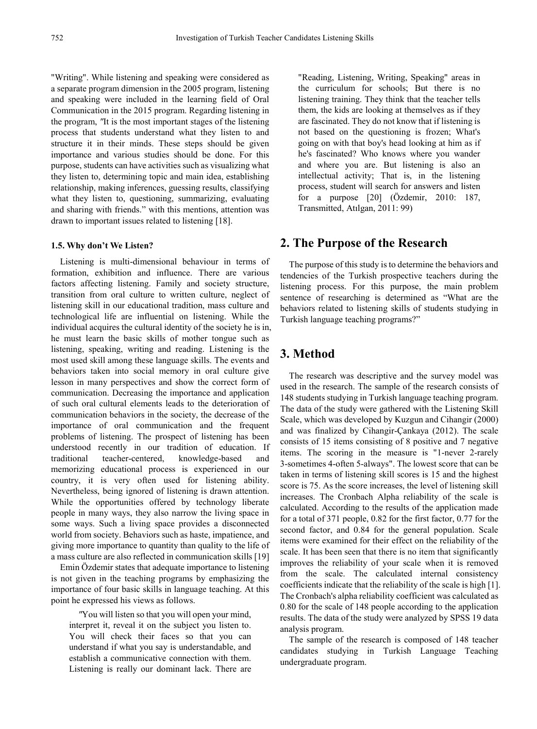"Writing". While listening and speaking were considered as a separate program dimension in the 2005 program, listening and speaking were included in the learning field of Oral Communication in the 2015 program. Regarding listening in the program, ″It is the most important stages of the listening process that students understand what they listen to and structure it in their minds. These steps should be given importance and various studies should be done. For this purpose, students can have activities such as visualizing what they listen to, determining topic and main idea, establishing relationship, making inferences, guessing results, classifying what they listen to, questioning, summarizing, evaluating and sharing with friends." with this mentions, attention was drawn to important issues related to listening [18].

#### 1.5. Why don't We Listen?

Listening is multi-dimensional behaviour in terms of formation, exhibition and influence. There are various factors affecting listening. Family and society structure, transition from oral culture to written culture, neglect of listening skill in our educational tradition, mass culture and technological life are influential on listening. While the individual acquires the cultural identity of the society he is in, he must learn the basic skills of mother tongue such as listening, speaking, writing and reading. Listening is the most used skill among these language skills. The events and behaviors taken into social memory in oral culture give lesson in many perspectives and show the correct form of communication. Decreasing the importance and application of such oral cultural elements leads to the deterioration of communication behaviors in the society, the decrease of the importance of oral communication and the frequent problems of listening. The prospect of listening has been understood recently in our tradition of education. If traditional teacher-centered, knowledge-based and memorizing educational process is experienced in our country, it is very often used for listening ability. Nevertheless, being ignored of listening is drawn attention. While the opportunities offered by technology liberate people in many ways, they also narrow the living space in some ways. Such a living space provides a disconnected world from society. Behaviors such as haste, impatience, and giving more importance to quantity than quality to the life of a mass culture are also reflected in communication skills [19]

Emin Özdemir states that adequate importance to listening is not given in the teaching programs by emphasizing the importance of four basic skills in language teaching. At this point he expressed his views as follows.

> ″You will listen so that you will open your mind, interpret it, reveal it on the subject you listen to. You will check their faces so that you can understand if what you say is understandable, and establish a communicative connection with them. Listening is really our dominant lack. There are "Reading, Listening, Writing, Speaking" areas in the curriculum for schools; But there is no listening training. They think that the teacher tells them, the kids are looking at themselves as if they are fascinated. They do not know that if listening is not based on the questioning is frozen; What's going on with that boy's head looking at him as if he's fascinated? Who knows where you wander and where you are. But listening is also an intellectual activity; That is, in the listening process, student will search for answers and listen for a purpose [20] (Özdemir, 2010: 187, Transmitted, Atılgan, 2011: 99)

## 2. The Purpose of the Research

The purpose of this study is to determine the behaviors and tendencies of the Turkish prospective teachers during the listening process. For this purpose, the main problem sentence of researching is determined as "What are the behaviors related to listening skills of students studying in Turkish language teaching programs?"

## 3. Method

The research was descriptive and the survey model was used in the research. The sample of the research consists of 148 students studying in Turkish language teaching program. The data of the study were gathered with the Listening Skill Scale, which was developed by Kuzgun and Cihangir (2000) and was finalized by Cihangir-Çankaya (2012). The scale consists of 15 items consisting of 8 positive and 7 negative items. The scoring in the measure is "1-never 2-rarely 3-sometimes 4-often 5-always". The lowest score that can be taken in terms of listening skill scores is 15 and the highest score is 75. As the score increases, the level of listening skill increases. The Cronbach Alpha reliability of the scale is calculated. According to the results of the application made for a total of 371 people, 0.82 for the first factor, 0.77 for the second factor, and 0.84 for the general population. Scale items were examined for their effect on the reliability of the scale. It has been seen that there is no item that significantly improves the reliability of your scale when it is removed from the scale. The calculated internal consistency coefficients indicate that the reliability of the scale is high [1]. The Cronbach's alpha reliability coefficient was calculated as 0.80 for the scale of 148 people according to the application results. The data of the study were analyzed by SPSS 19 data analysis program.

The sample of the research is composed of 148 teacher candidates studying in Turkish Language Teaching undergraduate program.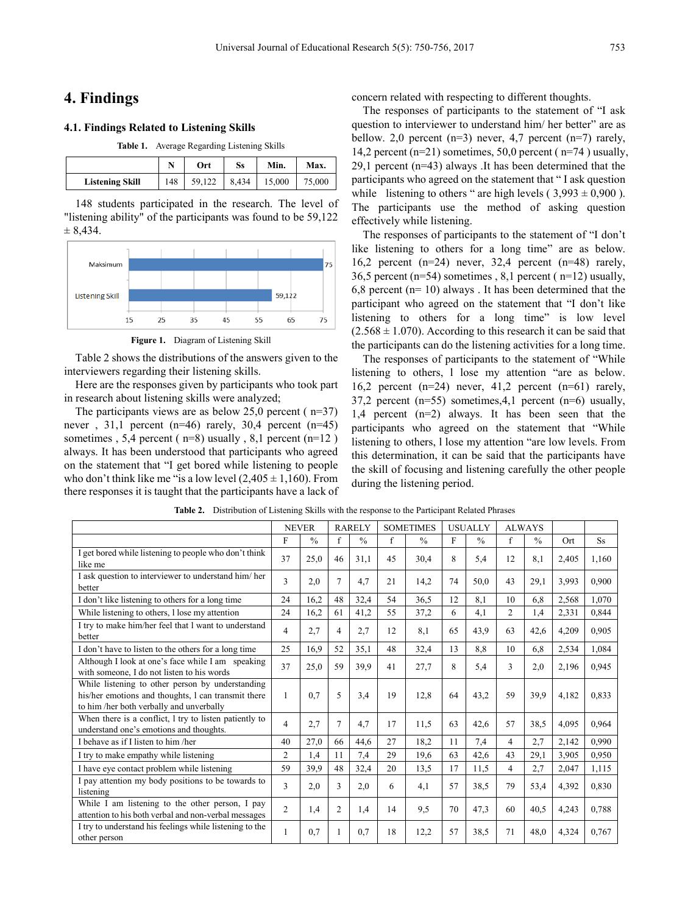# 4. Findings

## 4.1. Findings Related to Listening Skills

**Table 1.** Average Regarding Listening Skills

| | N | Ort | Ss | Min. | Max. |
|---|---|---|---|---|---|
| **Listening Skill** | 148 | 59,122 | 8,434 | 15,000 | 75,000 |

148 students participated in the research. The level of "listening ability" of the participants was found to be 59,122 ± 8,434.

**Figure 1.** Diagram of Listening Skill

Table 2 shows the distributions of the answers given to the interviewers regarding their listening skills.

Here are the responses given by participants who took part in research about listening skills were analyzed;

The participants views are as below 25,0 percent ( n=37) never , 31,1 percent (n=46) rarely, 30,4 percent (n=45) sometimes , 5,4 percent ( n=8) usually , 8,1 percent (n=12 ) always. It has been understood that participants who agreed on the statement that "I get bored while listening to people who don't think like me "is a low level (2,405 ± 1,160). From there responses it is taught that the participants have a lack of concern related with respecting to different thoughts.

The responses of participants to the statement of "I ask question to interviewer to understand him/ her better" are as bellow. 2,0 percent (n=3) never, 4,7 percent (n=7) rarely, 14,2 percent (n=21) sometimes, 50,0 percent ( n=74 ) usually, 29,1 percent (n=43) always .It has been determined that the participants who agreed on the statement that " I ask question while listening to others " are high levels ( 3,993 ± 0,900 ). The participants use the method of asking question effectively while listening.

The responses of participants to the statement of "I don't like listening to others for a long time" are as below. 16,2 percent (n=24) never, 32,4 percent (n=48) rarely, 36,5 percent (n=54) sometimes , 8,1 percent ( n=12) usually, 6,8 percent (n= 10) always . It has been determined that the participant who agreed on the statement that "I don't like listening to others for a long time" is low level (2.568 ± 1.070). According to this research it can be said that the participants can do the listening activities for a long time.

The responses of participants to the statement of "While listening to others, I lose my attention "are as below. 16,2 percent (n=24) never, 41,2 percent (n=61) rarely, 37,2 percent (n=55) sometimes,4,1 percent (n=6) usually, 1,4 percent (n=2) always. It has seen that the participants who agreed on the statement that "While listening to others, I lose my attention "are low levels. From this determination, it can be said that the participants have the skill of focusing and listening carefully the other people during the listening period.

**Table 2.** Distribution of Listening Skills with the response to the Participant Related Phrases

| | NEVER | | RARELY | | SOMETIMES | | USUALLY | | ALWAYS | | | |
|---|---|---|---|---|---|---|---|---|---|---|---|---|
| | F | % | f | % | f | % | F | % | f | % | Ort | Ss |
| I get bored while listening to people who don't think like me | 37 | 25,0 | 46 | 31,1 | 45 | 30,4 | 8 | 5,4 | 12 | 8,1 | 2,405 | 1,160 |
| I ask question to interviewer to understand him/ her better | 3 | 2,0 | 7 | 4,7 | 21 | 14,2 | 74 | 50,0 | 43 | 29,1 | 3,993 | 0,900 |
| I don't like listening to others for a long time | 24 | 16,2 | 48 | 32,4 | 54 | 36,5 | 12 | 8,1 | 10 | 6,8 | 2,568 | 1,070 |
| While listening to others, I lose my attention | 24 | 16,2 | 61 | 41,2 | 55 | 37,2 | 6 | 4,1 | 2 | 1,4 | 2,331 | 0,844 |
| I try to make him/her feel that I want to understand better | 4 | 2,7 | 4 | 2,7 | 12 | 8,1 | 65 | 43,9 | 63 | 42,6 | 4,209 | 0,905 |
| I don't have to listen to the others for a long time | 25 | 16,9 | 52 | 35,1 | 48 | 32,4 | 13 | 8,8 | 10 | 6,8 | 2,534 | 1,084 |
| Although I look at one's face while I am speaking with someone, I do not listen to his words | 37 | 25,0 | 59 | 39,9 | 41 | 27,7 | 8 | 5,4 | 3 | 2,0 | 2,196 | 0,945 |
| While listening to other person by understanding his/her emotions and thoughts, I can transmit there to him /her both verbally and unverbally | 1 | 0,7 | 5 | 3,4 | 19 | 12,8 | 64 | 43,2 | 59 | 39,9 | 4,182 | 0,833 |
| When there is a conflict, I try to listen patiently to understand one's emotions and thoughts. | 4 | 2,7 | 7 | 4,7 | 17 | 11,5 | 63 | 42,6 | 57 | 38,5 | 4,095 | 0,964 |
| I behave as if I listen to him /her | 40 | 27,0 | 66 | 44,6 | 27 | 18,2 | 11 | 7,4 | 4 | 2,7 | 2,142 | 0,990 |
| I try to make empathy while listening | 2 | 1,4 | 11 | 7,4 | 29 | 19,6 | 63 | 42,6 | 43 | 29,1 | 3,905 | 0,950 |
| I have eye contact problem while listening | 59 | 39,9 | 48 | 32,4 | 20 | 13,5 | 17 | 11,5 | 4 | 2,7 | 2,047 | 1,115 |
| I pay attention my body positions to be towards to listening | 3 | 2,0 | 3 | 2,0 | 6 | 4,1 | 57 | 38,5 | 79 | 53,4 | 4,392 | 0,830 |
| While I am listening to the other person, I pay attention to his both verbal and non-verbal messages | 2 | 1,4 | 2 | 1,4 | 14 | 9,5 | 70 | 47,3 | 60 | 40,5 | 4,243 | 0,788 |
| I try to understand his feelings while listening to the other person | 1 | 0,7 | 1 | 0,7 | 18 | 12,2 | 57 | 38,5 | 71 | 48,0 | 4,324 | 0,767 |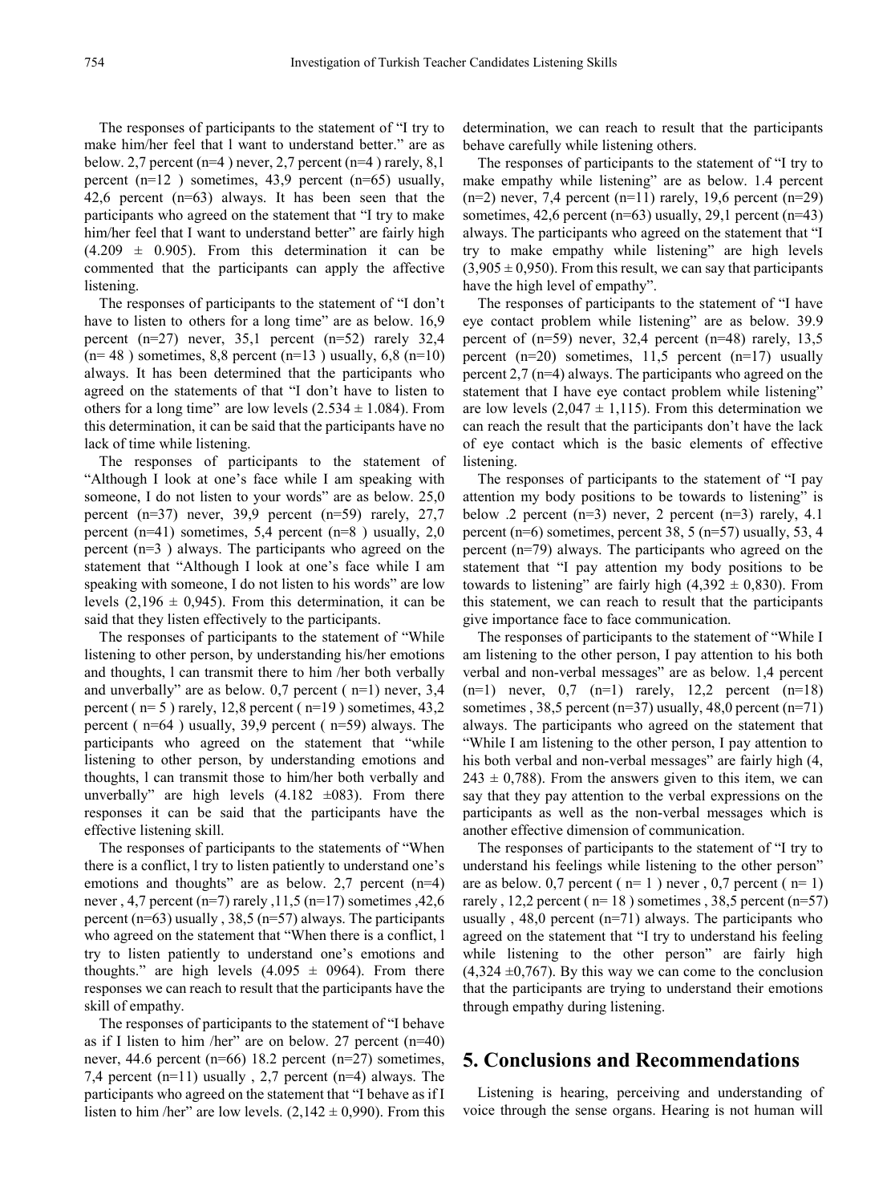The responses of participants to the statement of "I try to make him/her feel that l want to understand better." are as below. 2,7 percent (n=4 ) never, 2,7 percent (n=4 ) rarely, 8,1 percent (n=12 ) sometimes, 43,9 percent (n=65) usually, 42,6 percent (n=63) always. It has been seen that the participants who agreed on the statement that "I try to make him/her feel that I want to understand better" are fairly high (4.209 ± 0.905). From this determination it can be commented that the participants can apply the affective listening.

The responses of participants to the statement of "I don't have to listen to others for a long time" are as below. 16,9 percent (n=27) never, 35,1 percent (n=52) rarely 32,4 (n= 48 ) sometimes, 8,8 percent (n=13 ) usually, 6,8 (n=10) always. It has been determined that the participants who agreed on the statements of that "I don't have to listen to others for a long time" are low levels (2.534 ± 1.084). From this determination, it can be said that the participants have no lack of time while listening.

The responses of participants to the statement of "Although I look at one's face while I am speaking with someone, I do not listen to your words" are as below. 25,0 percent (n=37) never, 39,9 percent (n=59) rarely, 27,7 percent (n=41) sometimes, 5,4 percent (n=8 ) usually, 2,0 percent (n=3 ) always. The participants who agreed on the statement that "Although I look at one's face while I am speaking with someone, I do not listen to his words" are low levels (2,196 ± 0,945). From this determination, it can be said that they listen effectively to the participants.

The responses of participants to the statement of "While listening to other person, by understanding his/her emotions and thoughts, l can transmit there to him /her both verbally and unverbally" are as below. 0,7 percent ( n=1) never, 3,4 percent ( n= 5 ) rarely, 12,8 percent ( n=19 ) sometimes, 43,2 percent ( n=64 ) usually, 39,9 percent ( n=59) always. The participants who agreed on the statement that "while listening to other person, by understanding emotions and thoughts, l can transmit those to him/her both verbally and unverbally" are high levels (4.182 ±083). From there responses it can be said that the participants have the effective listening skill.

The responses of participants to the statements of "When there is a conflict, l try to listen patiently to understand one's emotions and thoughts" are as below. 2,7 percent (n=4) never , 4,7 percent (n=7) rarely ,11,5 (n=17) sometimes ,42,6 percent (n=63) usually , 38,5 (n=57) always. The participants who agreed on the statement that "When there is a conflict, l try to listen patiently to understand one's emotions and thoughts." are high levels (4.095 ± 0964). From there responses we can reach to result that the participants have the skill of empathy.

The responses of participants to the statement of "I behave as if I listen to him /her" are on below. 27 percent (n=40) never, 44.6 percent (n=66) 18.2 percent (n=27) sometimes, 7,4 percent (n=11) usually , 2,7 percent (n=4) always. The participants who agreed on the statement that "I behave as if I listen to him /her" are low levels. (2,142 ± 0,990). From this determination, we can reach to result that the participants behave carefully while listening others.

The responses of participants to the statement of "I try to make empathy while listening" are as below. 1.4 percent (n=2) never, 7,4 percent (n=11) rarely, 19,6 percent (n=29) sometimes, 42,6 percent (n=63) usually, 29,1 percent (n=43) always. The participants who agreed on the statement that "I try to make empathy while listening" are high levels (3,905 ± 0,950). From this result, we can say that participants have the high level of empathy".

The responses of participants to the statement of "I have eye contact problem while listening" are as below. 39.9 percent of (n=59) never, 32,4 percent (n=48) rarely, 13,5 percent (n=20) sometimes, 11,5 percent (n=17) usually percent 2,7 (n=4) always. The participants who agreed on the statement that I have eye contact problem while listening" are low levels (2,047 ± 1,115). From this determination we can reach the result that the participants don't have the lack of eye contact which is the basic elements of effective listening.

The responses of participants to the statement of "I pay attention my body positions to be towards to listening" is below .2 percent (n=3) never, 2 percent (n=3) rarely, 4.1 percent (n=6) sometimes, percent 38, 5 (n=57) usually, 53, 4 percent (n=79) always. The participants who agreed on the statement that "I pay attention my body positions to be towards to listening" are fairly high (4,392 ± 0,830). From this statement, we can reach to result that the participants give importance face to face communication.

The responses of participants to the statement of "While I am listening to the other person, I pay attention to his both verbal and non-verbal messages" are as below. 1,4 percent (n=1) never, 0,7 (n=1) rarely, 12,2 percent (n=18) sometimes , 38,5 percent (n=37) usually, 48,0 percent (n=71) always. The participants who agreed on the statement that "While I am listening to the other person, I pay attention to his both verbal and non-verbal messages" are fairly high (4, 243 ± 0,788). From the answers given to this item, we can say that they pay attention to the verbal expressions on the participants as well as the non-verbal messages which is another effective dimension of communication.

The responses of participants to the statement of "I try to understand his feelings while listening to the other person" are as below. 0,7 percent ( n= 1 ) never , 0,7 percent ( n= 1) rarely , 12,2 percent ( n= 18 ) sometimes , 38,5 percent (n=57) usually , 48,0 percent (n=71) always. The participants who agreed on the statement that "I try to understand his feeling while listening to the other person" are fairly high (4,324 ±0,767). By this way we can come to the conclusion that the participants are trying to understand their emotions through empathy during listening.

## 5. Conclusions and Recommendations

Listening is hearing, perceiving and understanding of voice through the sense organs. Hearing is not human will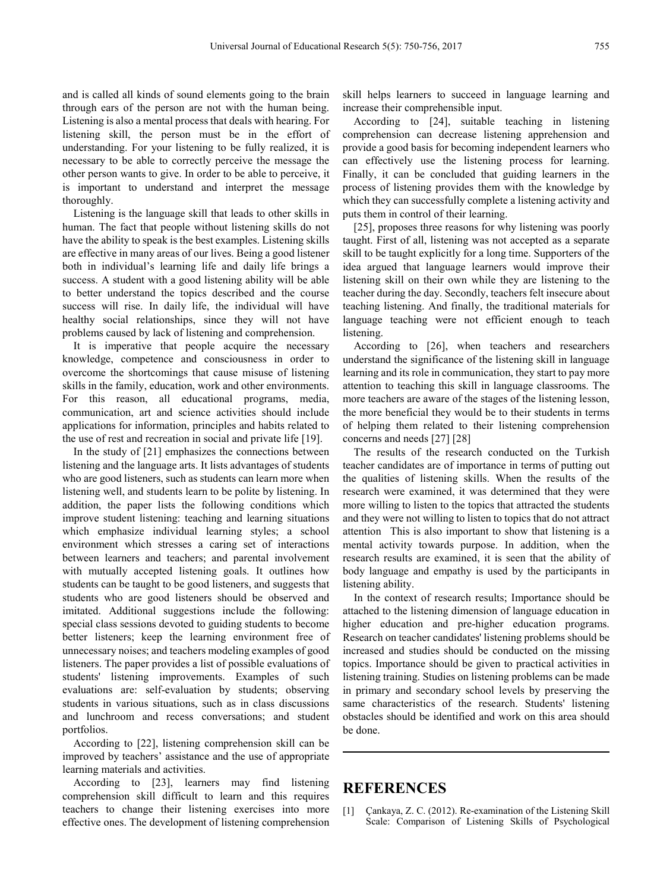and is called all kinds of sound elements going to the brain through ears of the person are not with the human being. Listening is also a mental process that deals with hearing. For listening skill, the person must be in the effort of understanding. For your listening to be fully realized, it is necessary to be able to correctly perceive the message the other person wants to give. In order to be able to perceive, it is important to understand and interpret the message thoroughly.

Listening is the language skill that leads to other skills in human. The fact that people without listening skills do not have the ability to speak is the best examples. Listening skills are effective in many areas of our lives. Being a good listener both in individual's learning life and daily life brings a success. A student with a good listening ability will be able to better understand the topics described and the course success will rise. In daily life, the individual will have healthy social relationships, since they will not have problems caused by lack of listening and comprehension.

It is imperative that people acquire the necessary knowledge, competence and consciousness in order to overcome the shortcomings that cause misuse of listening skills in the family, education, work and other environments. For this reason, all educational programs, media, communication, art and science activities should include applications for information, principles and habits related to the use of rest and recreation in social and private life [19].

In the study of [21] emphasizes the connections between listening and the language arts. It lists advantages of students who are good listeners, such as students can learn more when listening well, and students learn to be polite by listening. In addition, the paper lists the following conditions which improve student listening: teaching and learning situations which emphasize individual learning styles; a school environment which stresses a caring set of interactions between learners and teachers; and parental involvement with mutually accepted listening goals. It outlines how students can be taught to be good listeners, and suggests that students who are good listeners should be observed and imitated. Additional suggestions include the following: special class sessions devoted to guiding students to become better listeners; keep the learning environment free of unnecessary noises; and teachers modeling examples of good listeners. The paper provides a list of possible evaluations of students' listening improvements. Examples of such evaluations are: self-evaluation by students; observing students in various situations, such as in class discussions and lunchroom and recess conversations; and student portfolios.

According to [22], listening comprehension skill can be improved by teachers' assistance and the use of appropriate learning materials and activities.

According to [23], learners may find listening comprehension skill difficult to learn and this requires teachers to change their listening exercises into more effective ones. The development of listening comprehension skill helps learners to succeed in language learning and increase their comprehensible input.

According to [24], suitable teaching in listening comprehension can decrease listening apprehension and provide a good basis for becoming independent learners who can effectively use the listening process for learning. Finally, it can be concluded that guiding learners in the process of listening provides them with the knowledge by which they can successfully complete a listening activity and puts them in control of their learning.

[25], proposes three reasons for why listening was poorly taught. First of all, listening was not accepted as a separate skill to be taught explicitly for a long time. Supporters of the idea argued that language learners would improve their listening skill on their own while they are listening to the teacher during the day. Secondly, teachers felt insecure about teaching listening. And finally, the traditional materials for language teaching were not efficient enough to teach listening.

According to [26], when teachers and researchers understand the significance of the listening skill in language learning and its role in communication, they start to pay more attention to teaching this skill in language classrooms. The more teachers are aware of the stages of the listening lesson, the more beneficial they would be to their students in terms of helping them related to their listening comprehension concerns and needs [27] [28]

The results of the research conducted on the Turkish teacher candidates are of importance in terms of putting out the qualities of listening skills. When the results of the research were examined, it was determined that they were more willing to listen to the topics that attracted the students and they were not willing to listen to topics that do not attract attention This is also important to show that listening is a mental activity towards purpose. In addition, when the research results are examined, it is seen that the ability of body language and empathy is used by the participants in listening ability.

In the context of research results; Importance should be attached to the listening dimension of language education in higher education and pre-higher education programs. Research on teacher candidates' listening problems should be increased and studies should be conducted on the missing topics. Importance should be given to practical activities in listening training. Studies on listening problems can be made in primary and secondary school levels by preserving the same characteristics of the research. Students' listening obstacles should be identified and work on this area should be done.

# REFERENCES

[1] Çankaya, Z. C. (2012). Re-examination of the Listening Skill Scale: Comparison of Listening Skills of Psychological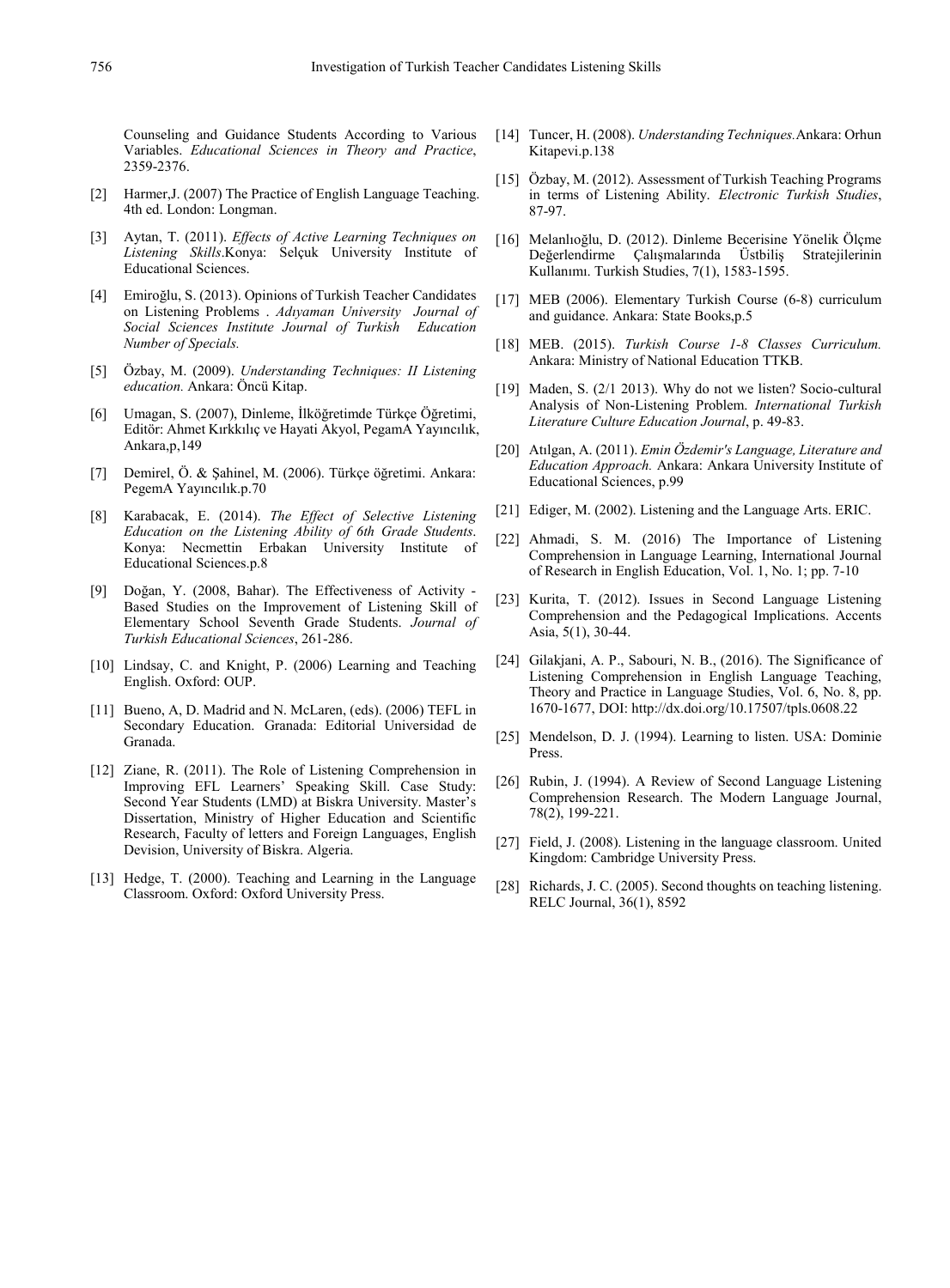Counseling and Guidance Students According to Various Variables. *Educational Sciences in Theory and Practice*, 2359-2376.

[2] Harmer,J. (2007) The Practice of English Language Teaching. 4th ed. London: Longman.

[3] Aytan, T. (2011). *Effects of Active Learning Techniques on Listening Skills*.Konya: Selçuk University Institute of Educational Sciences.

[4] Emiroğlu, S. (2013). Opinions of Turkish Teacher Candidates on Listening Problems . *Adıyaman University Journal of Social Sciences Institute Journal of Turkish Education Number of Specials.*

[5] Özbay, M. (2009). *Understanding Techniques: II Listening education.* Ankara: Öncü Kitap.

[6] Umagan, S. (2007), Dinleme, İlköğretimde Türkçe Öğretimi, Editör: Ahmet Kırkkılıç ve Hayati Akyol, PegamA Yayıncılık, Ankara,p,149

[7] Demirel, Ö. & Şahinel, M. (2006). Türkçe öğretimi. Ankara: PegemA Yayıncılık.p.70

[8] Karabacak, E. (2014). *The Effect of Selective Listening Education on the Listening Ability of 6th Grade Students.* Konya: Necmettin Erbakan University Institute of Educational Sciences.p.8

[9] Doğan, Y. (2008, Bahar). The Effectiveness of Activity - Based Studies on the Improvement of Listening Skill of Elementary School Seventh Grade Students. *Journal of Turkish Educational Sciences*, 261-286.

[10] Lindsay, C. and Knight, P. (2006) Learning and Teaching English. Oxford: OUP.

[11] Bueno, A, D. Madrid and N. McLaren, (eds). (2006) TEFL in Secondary Education. Granada: Editorial Universidad de Granada.

[12] Ziane, R. (2011). The Role of Listening Comprehension in Improving EFL Learners' Speaking Skill. Case Study: Second Year Students (LMD) at Biskra University. Master's Dissertation, Ministry of Higher Education and Scientific Research, Faculty of letters and Foreign Languages, English Devision, University of Biskra. Algeria.

[13] Hedge, T. (2000). Teaching and Learning in the Language Classroom. Oxford: Oxford University Press.

[14] Tuncer, H. (2008). *Understanding Techniques.*Ankara: Orhun Kitapevi.p.138

[15] Özbay, M. (2012). Assessment of Turkish Teaching Programs in terms of Listening Ability. *Electronic Turkish Studies*, 87-97.

[16] Melanlıoğlu, D. (2012). Dinleme Becerisine Yönelik Ölçme Değerlendirme Çalışmalarında Üstbiliş Stratejilerinin Kullanımı. Turkish Studies, 7(1), 1583-1595.

[17] MEB (2006). Elementary Turkish Course (6-8) curriculum and guidance. Ankara: State Books,p.5

[18] MEB. (2015). *Turkish Course 1-8 Classes Curriculum.* Ankara: Ministry of National Education TTKB.

[19] Maden, S. (2/1 2013). Why do not we listen? Socio-cultural Analysis of Non-Listening Problem. *International Turkish Literature Culture Education Journal*, p. 49-83.

[20] Atılgan, A. (2011). *Emin Özdemir's Language, Literature and Education Approach.* Ankara: Ankara University Institute of Educational Sciences, p.99

[21] Ediger, M. (2002). Listening and the Language Arts. ERIC.

[22] Ahmadi, S. M. (2016) The Importance of Listening Comprehension in Language Learning, International Journal of Research in English Education, Vol. 1, No. 1; pp. 7-10

[23] Kurita, T. (2012). Issues in Second Language Listening Comprehension and the Pedagogical Implications. Accents Asia, 5(1), 30-44.

[24] Gilakjani, A. P., Sabouri, N. B., (2016). The Significance of Listening Comprehension in English Language Teaching, Theory and Practice in Language Studies, Vol. 6, No. 8, pp. 1670-1677, DOI: http://dx.doi.org/10.17507/tpls.0608.22

[25] Mendelson, D. J. (1994). Learning to listen. USA: Dominie Press.

[26] Rubin, J. (1994). A Review of Second Language Listening Comprehension Research. The Modern Language Journal, 78(2), 199-221.

[27] Field, J. (2008). Listening in the language classroom. United Kingdom: Cambridge University Press.

[28] Richards, J. C. (2005). Second thoughts on teaching listening. RELC Journal, 36(1), 8592